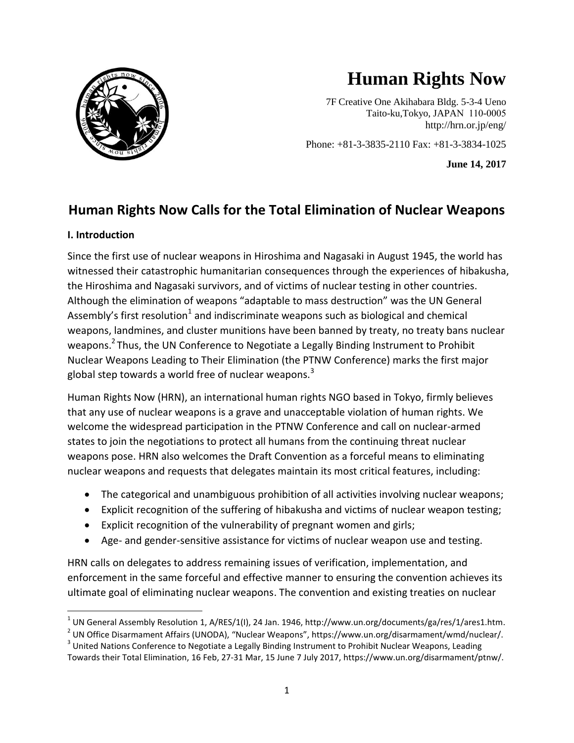# Human Rights Now

7F Creative One Akihabara Bldg. 5-3-4 Ueno
Taito-ku,Tokyo, JAPAN 110-0005
http://hrn.or.jp/eng/

Phone: +81-3-3835-2110 Fax: +81-3-3834-1025

**June 14, 2017**

## Human Rights Now Calls for the Total Elimination of Nuclear Weapons

### I. Introduction

Since the first use of nuclear weapons in Hiroshima and Nagasaki in August 1945, the world has witnessed their catastrophic humanitarian consequences through the experiences of hibakusha, the Hiroshima and Nagasaki survivors, and of victims of nuclear testing in other countries. Although the elimination of weapons "adaptable to mass destruction" was the UN General Assembly's first resolution[1] and indiscriminate weapons such as biological and chemical weapons, landmines, and cluster munitions have been banned by treaty, no treaty bans nuclear weapons.[2] Thus, the UN Conference to Negotiate a Legally Binding Instrument to Prohibit Nuclear Weapons Leading to Their Elimination (the PTNW Conference) marks the first major global step towards a world free of nuclear weapons.[3]

Human Rights Now (HRN), an international human rights NGO based in Tokyo, firmly believes that any use of nuclear weapons is a grave and unacceptable violation of human rights. We welcome the widespread participation in the PTNW Conference and call on nuclear-armed states to join the negotiations to protect all humans from the continuing threat nuclear weapons pose. HRN also welcomes the Draft Convention as a forceful means to eliminating nuclear weapons and requests that delegates maintain its most critical features, including:

- The categorical and unambiguous prohibition of all activities involving nuclear weapons;
- Explicit recognition of the suffering of hibakusha and victims of nuclear weapon testing;
- Explicit recognition of the vulnerability of pregnant women and girls;
- Age- and gender-sensitive assistance for victims of nuclear weapon use and testing.

HRN calls on delegates to address remaining issues of verification, implementation, and enforcement in the same forceful and effective manner to ensuring the convention achieves its ultimate goal of eliminating nuclear weapons. The convention and existing treaties on nuclear

---

[1] UN General Assembly Resolution 1, A/RES/1(I), 24 Jan. 1946, http://www.un.org/documents/ga/res/1/ares1.htm.

[2] UN Office Disarmament Affairs (UNODA), "Nuclear Weapons", https://www.un.org/disarmament/wmd/nuclear/.

[3] United Nations Conference to Negotiate a Legally Binding Instrument to Prohibit Nuclear Weapons, Leading Towards their Total Elimination, 16 Feb, 27-31 Mar, 15 June 7 July 2017, https://www.un.org/disarmament/ptnw/.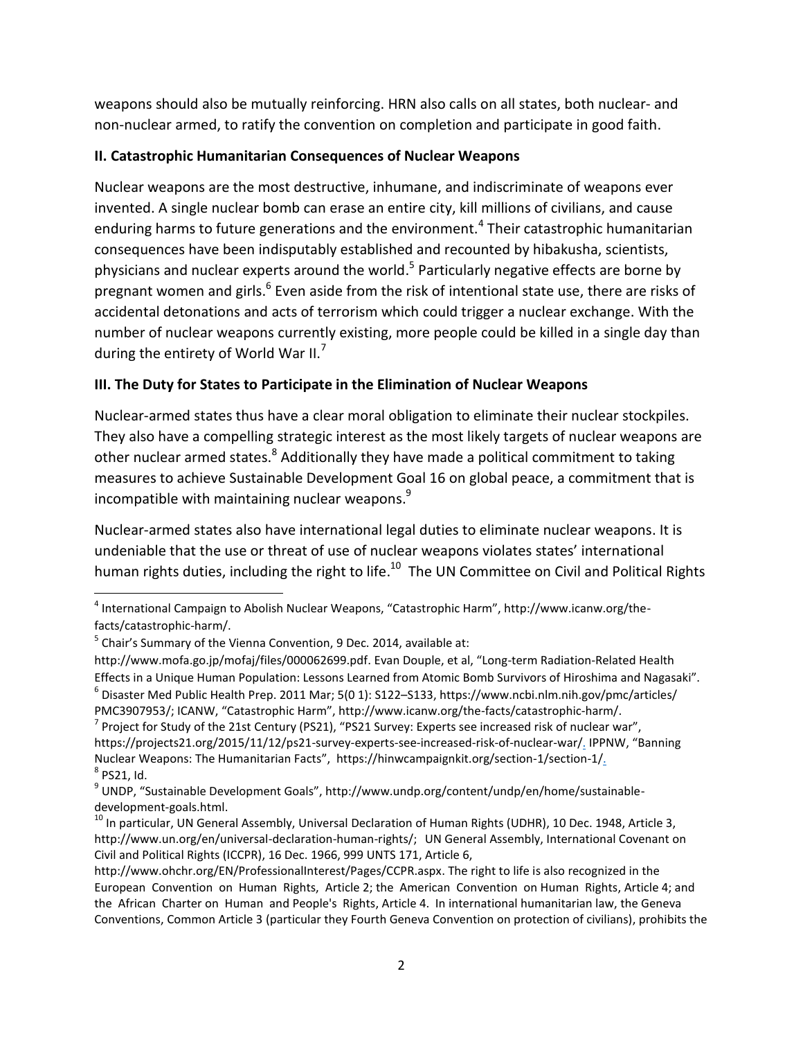weapons should also be mutually reinforcing. HRN also calls on all states, both nuclear- and non-nuclear armed, to ratify the convention on completion and participate in good faith.

## II. Catastrophic Humanitarian Consequences of Nuclear Weapons

Nuclear weapons are the most destructive, inhumane, and indiscriminate of weapons ever invented. A single nuclear bomb can erase an entire city, kill millions of civilians, and cause enduring harms to future generations and the environment.[4] Their catastrophic humanitarian consequences have been indisputably established and recounted by hibakusha, scientists, physicians and nuclear experts around the world.[5] Particularly negative effects are borne by pregnant women and girls.[6] Even aside from the risk of intentional state use, there are risks of accidental detonations and acts of terrorism which could trigger a nuclear exchange. With the number of nuclear weapons currently existing, more people could be killed in a single day than during the entirety of World War II.[7]

## III. The Duty for States to Participate in the Elimination of Nuclear Weapons

Nuclear-armed states thus have a clear moral obligation to eliminate their nuclear stockpiles. They also have a compelling strategic interest as the most likely targets of nuclear weapons are other nuclear armed states.[8] Additionally they have made a political commitment to taking measures to achieve Sustainable Development Goal 16 on global peace, a commitment that is incompatible with maintaining nuclear weapons.[9]

Nuclear-armed states also have international legal duties to eliminate nuclear weapons. It is undeniable that the use or threat of use of nuclear weapons violates states' international human rights duties, including the right to life.[10] The UN Committee on Civil and Political Rights

---

[4] International Campaign to Abolish Nuclear Weapons, "Catastrophic Harm", http://www.icanw.org/the-facts/catastrophic-harm/.

[5] Chair's Summary of the Vienna Convention, 9 Dec. 2014, available at: http://www.mofa.go.jp/mofaj/files/000062699.pdf. Evan Douple, et al, "Long-term Radiation-Related Health Effects in a Unique Human Population: Lessons Learned from Atomic Bomb Survivors of Hiroshima and Nagasaki".

[6] Disaster Med Public Health Prep. 2011 Mar; 5(0 1): S122–S133, https://www.ncbi.nlm.nih.gov/pmc/articles/PMC3907953/; ICANW, "Catastrophic Harm", http://www.icanw.org/the-facts/catastrophic-harm/.

[7] Project for Study of the 21st Century (PS21), "PS21 Survey: Experts see increased risk of nuclear war", https://projects21.org/2015/11/12/ps21-survey-experts-see-increased-risk-of-nuclear-war/. IPPNW, "Banning Nuclear Weapons: The Humanitarian Facts", https://hinwcampaignkit.org/section-1/section-1/.

[8] PS21, Id.

[9] UNDP, "Sustainable Development Goals", http://www.undp.org/content/undp/en/home/sustainable-development-goals.html.

[10] In particular, UN General Assembly, Universal Declaration of Human Rights (UDHR), 10 Dec. 1948, Article 3, http://www.un.org/en/universal-declaration-human-rights/; UN General Assembly, International Covenant on Civil and Political Rights (ICCPR), 16 Dec. 1966, 999 UNTS 171, Article 6, http://www.ohchr.org/EN/ProfessionalInterest/Pages/CCPR.aspx. The right to life is also recognized in the European Convention on Human Rights, Article 2; the American Convention on Human Rights, Article 4; and the African Charter on Human and People's Rights, Article 4. In international humanitarian law, the Geneva Conventions, Common Article 3 (particular they Fourth Geneva Convention on protection of civilians), prohibits the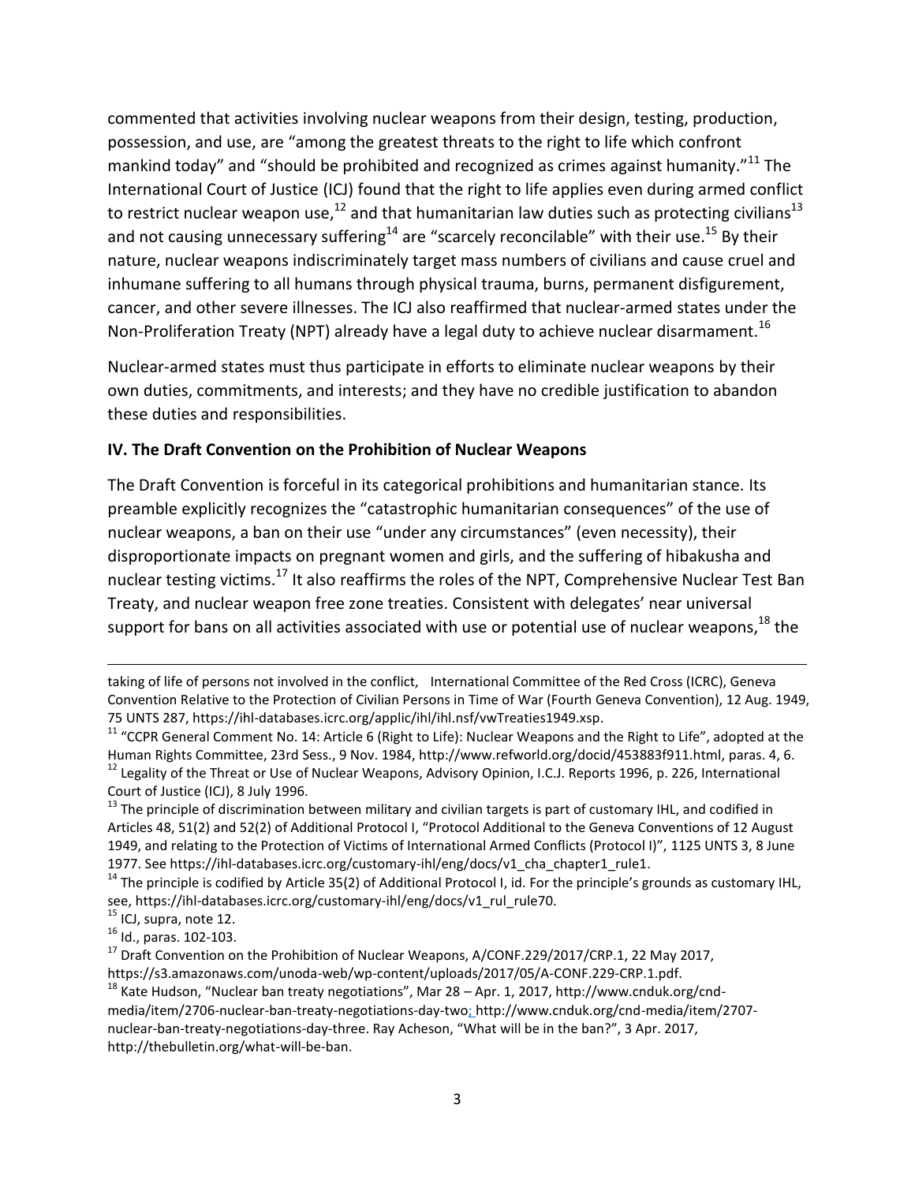commented that activities involving nuclear weapons from their design, testing, production, possession, and use, are "among the greatest threats to the right to life which confront mankind today" and "should be prohibited and recognized as crimes against humanity."[11] The International Court of Justice (ICJ) found that the right to life applies even during armed conflict to restrict nuclear weapon use,[12] and that humanitarian law duties such as protecting civilians[13] and not causing unnecessary suffering[14] are "scarcely reconcilable" with their use.[15] By their nature, nuclear weapons indiscriminately target mass numbers of civilians and cause cruel and inhumane suffering to all humans through physical trauma, burns, permanent disfigurement, cancer, and other severe illnesses. The ICJ also reaffirmed that nuclear-armed states under the Non-Proliferation Treaty (NPT) already have a legal duty to achieve nuclear disarmament.[16]

Nuclear-armed states must thus participate in efforts to eliminate nuclear weapons by their own duties, commitments, and interests; and they have no credible justification to abandon these duties and responsibilities.

**IV. The Draft Convention on the Prohibition of Nuclear Weapons**

The Draft Convention is forceful in its categorical prohibitions and humanitarian stance. Its preamble explicitly recognizes the "catastrophic humanitarian consequences" of the use of nuclear weapons, a ban on their use "under any circumstances" (even necessity), their disproportionate impacts on pregnant women and girls, and the suffering of hibakusha and nuclear testing victims.[17] It also reaffirms the roles of the NPT, Comprehensive Nuclear Test Ban Treaty, and nuclear weapon free zone treaties. Consistent with delegates' near universal support for bans on all activities associated with use or potential use of nuclear weapons,[18] the

---

taking of life of persons not involved in the conflict, International Committee of the Red Cross (ICRC), Geneva Convention Relative to the Protection of Civilian Persons in Time of War (Fourth Geneva Convention), 12 Aug. 1949, 75 UNTS 287, https://ihl-databases.icrc.org/applic/ihl/ihl.nsf/vwTreaties1949.xsp.

[11] "CCPR General Comment No. 14: Article 6 (Right to Life): Nuclear Weapons and the Right to Life", adopted at the Human Rights Committee, 23rd Sess., 9 Nov. 1984, http://www.refworld.org/docid/453883f911.html, paras. 4, 6.

[12] Legality of the Threat or Use of Nuclear Weapons, Advisory Opinion, I.C.J. Reports 1996, p. 226, International Court of Justice (ICJ), 8 July 1996.

[13] The principle of discrimination between military and civilian targets is part of customary IHL, and codified in Articles 48, 51(2) and 52(2) of Additional Protocol I, "Protocol Additional to the Geneva Conventions of 12 August 1949, and relating to the Protection of Victims of International Armed Conflicts (Protocol I)", 1125 UNTS 3, 8 June 1977. See https://ihl-databases.icrc.org/customary-ihl/eng/docs/v1_cha_chapter1_rule1.

[14] The principle is codified by Article 35(2) of Additional Protocol I, id. For the principle's grounds as customary IHL, see, https://ihl-databases.icrc.org/customary-ihl/eng/docs/v1_rul_rule70.

[15] ICJ, supra, note 12.

[16] Id., paras. 102-103.

[17] Draft Convention on the Prohibition of Nuclear Weapons, A/CONF.229/2017/CRP.1, 22 May 2017, https://s3.amazonaws.com/unoda-web/wp-content/uploads/2017/05/A-CONF.229-CRP.1.pdf.

[18] Kate Hudson, "Nuclear ban treaty negotiations", Mar 28 – Apr. 1, 2017, http://www.cnduk.org/cnd-media/item/2706-nuclear-ban-treaty-negotiations-day-two; http://www.cnduk.org/cnd-media/item/2707-nuclear-ban-treaty-negotiations-day-three. Ray Acheson, "What will be in the ban?", 3 Apr. 2017, http://thebulletin.org/what-will-be-ban.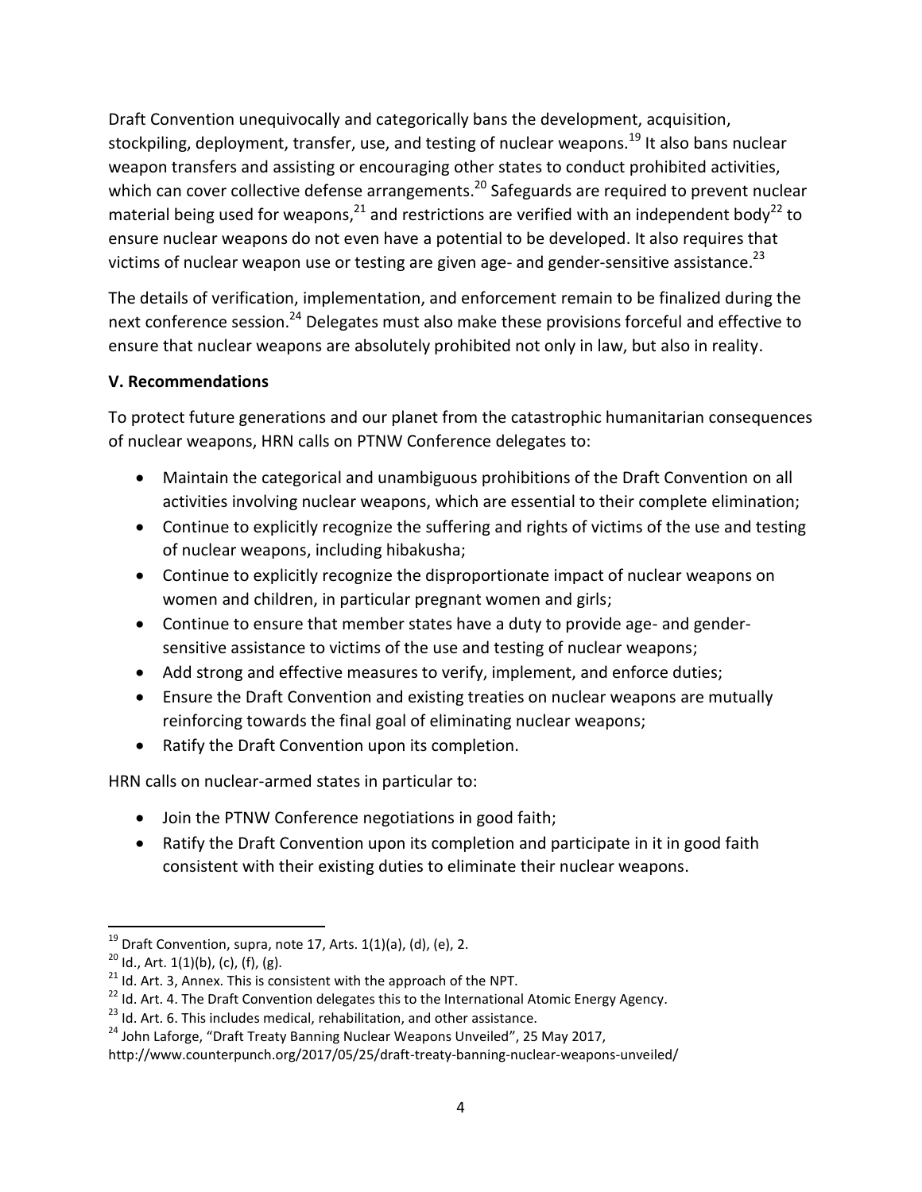Draft Convention unequivocally and categorically bans the development, acquisition, stockpiling, deployment, transfer, use, and testing of nuclear weapons.[19] It also bans nuclear weapon transfers and assisting or encouraging other states to conduct prohibited activities, which can cover collective defense arrangements.[20] Safeguards are required to prevent nuclear material being used for weapons,[21] and restrictions are verified with an independent body[22] to ensure nuclear weapons do not even have a potential to be developed. It also requires that victims of nuclear weapon use or testing are given age- and gender-sensitive assistance.[23]

The details of verification, implementation, and enforcement remain to be finalized during the next conference session.[24] Delegates must also make these provisions forceful and effective to ensure that nuclear weapons are absolutely prohibited not only in law, but also in reality.

**V. Recommendations**

To protect future generations and our planet from the catastrophic humanitarian consequences of nuclear weapons, HRN calls on PTNW Conference delegates to:

- Maintain the categorical and unambiguous prohibitions of the Draft Convention on all activities involving nuclear weapons, which are essential to their complete elimination;
- Continue to explicitly recognize the suffering and rights of victims of the use and testing of nuclear weapons, including hibakusha;
- Continue to explicitly recognize the disproportionate impact of nuclear weapons on women and children, in particular pregnant women and girls;
- Continue to ensure that member states have a duty to provide age- and gender-sensitive assistance to victims of the use and testing of nuclear weapons;
- Add strong and effective measures to verify, implement, and enforce duties;
- Ensure the Draft Convention and existing treaties on nuclear weapons are mutually reinforcing towards the final goal of eliminating nuclear weapons;
- Ratify the Draft Convention upon its completion.

HRN calls on nuclear-armed states in particular to:

- Join the PTNW Conference negotiations in good faith;
- Ratify the Draft Convention upon its completion and participate in it in good faith consistent with their existing duties to eliminate their nuclear weapons.

---

[19] Draft Convention, supra, note 17, Arts. 1(1)(a), (d), (e), 2.

[20] Id., Art. 1(1)(b), (c), (f), (g).

[21] Id. Art. 3, Annex. This is consistent with the approach of the NPT.

[22] Id. Art. 4. The Draft Convention delegates this to the International Atomic Energy Agency.

[23] Id. Art. 6. This includes medical, rehabilitation, and other assistance.

[24] John Laforge, "Draft Treaty Banning Nuclear Weapons Unveiled", 25 May 2017, http://www.counterpunch.org/2017/05/25/draft-treaty-banning-nuclear-weapons-unveiled/